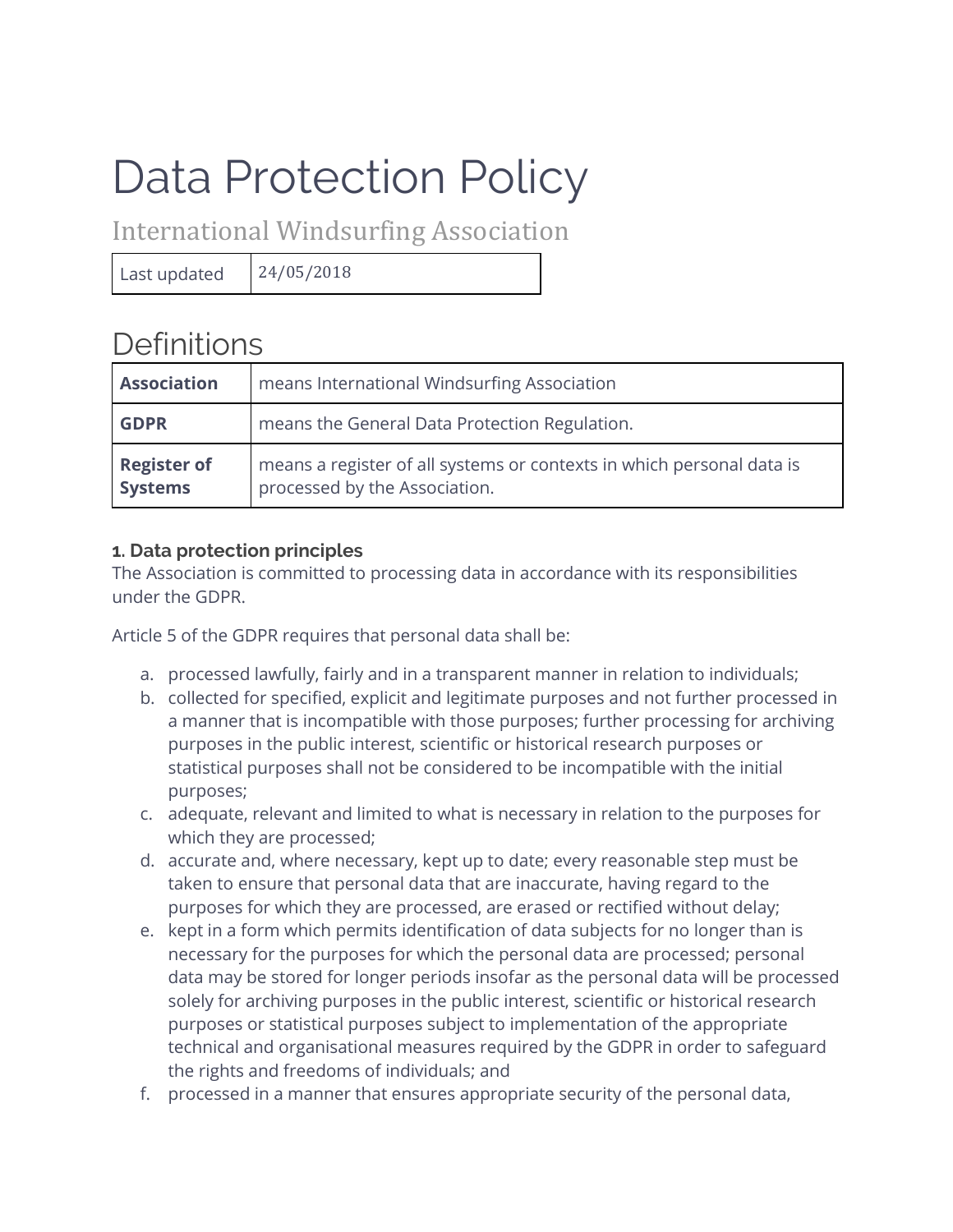# Data Protection Policy

## International Windsurfing Association

| Last updated | 24/05/2018 |
|---|---|

## Definitions

| | |
|---|---|
| **Association** | means International Windsurfing Association |
| **GDPR** | means the General Data Protection Regulation. |
| **Register of Systems** | means a register of all systems or contexts in which personal data is processed by the Association. |

### 1. Data protection principles

The Association is committed to processing data in accordance with its responsibilities under the GDPR.

Article 5 of the GDPR requires that personal data shall be:

a. processed lawfully, fairly and in a transparent manner in relation to individuals;
b. collected for specified, explicit and legitimate purposes and not further processed in a manner that is incompatible with those purposes; further processing for archiving purposes in the public interest, scientific or historical research purposes or statistical purposes shall not be considered to be incompatible with the initial purposes;
c. adequate, relevant and limited to what is necessary in relation to the purposes for which they are processed;
d. accurate and, where necessary, kept up to date; every reasonable step must be taken to ensure that personal data that are inaccurate, having regard to the purposes for which they are processed, are erased or rectified without delay;
e. kept in a form which permits identification of data subjects for no longer than is necessary for the purposes for which the personal data are processed; personal data may be stored for longer periods insofar as the personal data will be processed solely for archiving purposes in the public interest, scientific or historical research purposes or statistical purposes subject to implementation of the appropriate technical and organisational measures required by the GDPR in order to safeguard the rights and freedoms of individuals; and
f. processed in a manner that ensures appropriate security of the personal data,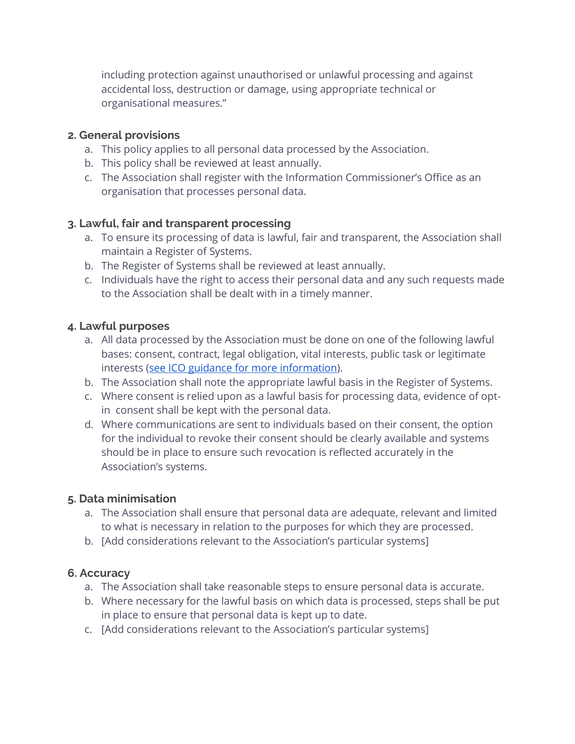including protection against unauthorised or unlawful processing and against accidental loss, destruction or damage, using appropriate technical or organisational measures."

**2. General provisions**

a. This policy applies to all personal data processed by the Association.
b. This policy shall be reviewed at least annually.
c. The Association shall register with the Information Commissioner's Office as an organisation that processes personal data.

**3. Lawful, fair and transparent processing**

a. To ensure its processing of data is lawful, fair and transparent, the Association shall maintain a Register of Systems.
b. The Register of Systems shall be reviewed at least annually.
c. Individuals have the right to access their personal data and any such requests made to the Association shall be dealt with in a timely manner.

**4. Lawful purposes**

a. All data processed by the Association must be done on one of the following lawful bases: consent, contract, legal obligation, vital interests, public task or legitimate interests (see ICO guidance for more information).
b. The Association shall note the appropriate lawful basis in the Register of Systems.
c. Where consent is relied upon as a lawful basis for processing data, evidence of opt-in consent shall be kept with the personal data.
d. Where communications are sent to individuals based on their consent, the option for the individual to revoke their consent should be clearly available and systems should be in place to ensure such revocation is reflected accurately in the Association's systems.

**5. Data minimisation**

a. The Association shall ensure that personal data are adequate, relevant and limited to what is necessary in relation to the purposes for which they are processed.
b. [Add considerations relevant to the Association's particular systems]

**6. Accuracy**

a. The Association shall take reasonable steps to ensure personal data is accurate.
b. Where necessary for the lawful basis on which data is processed, steps shall be put in place to ensure that personal data is kept up to date.
c. [Add considerations relevant to the Association's particular systems]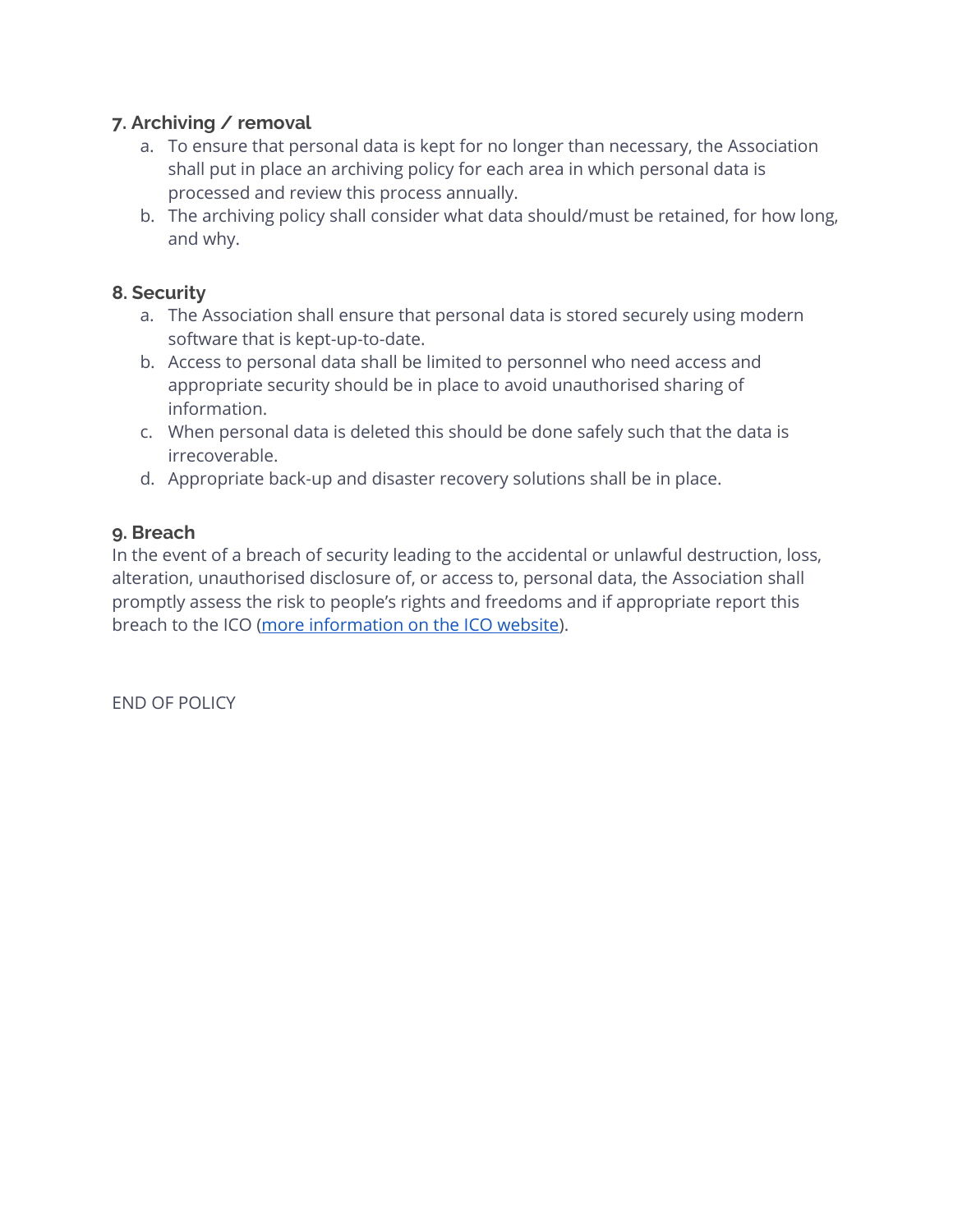### 7. Archiving / removal

a. To ensure that personal data is kept for no longer than necessary, the Association shall put in place an archiving policy for each area in which personal data is processed and review this process annually.
b. The archiving policy shall consider what data should/must be retained, for how long, and why.

### 8. Security

a. The Association shall ensure that personal data is stored securely using modern software that is kept-up-to-date.
b. Access to personal data shall be limited to personnel who need access and appropriate security should be in place to avoid unauthorised sharing of information.
c. When personal data is deleted this should be done safely such that the data is irrecoverable.
d. Appropriate back-up and disaster recovery solutions shall be in place.

### 9. Breach

In the event of a breach of security leading to the accidental or unlawful destruction, loss, alteration, unauthorised disclosure of, or access to, personal data, the Association shall promptly assess the risk to people's rights and freedoms and if appropriate report this breach to the ICO (more information on the ICO website).

END OF POLICY